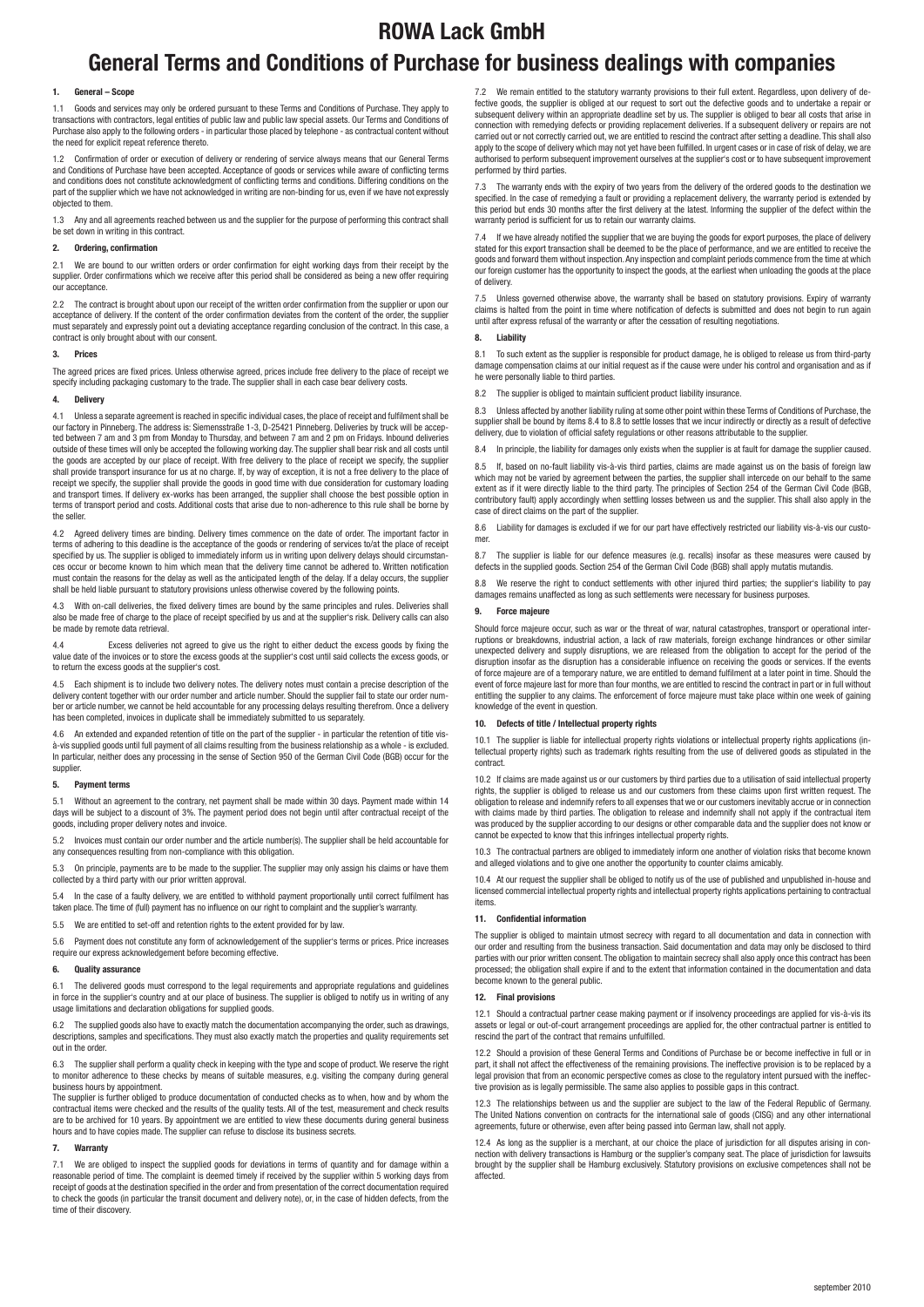# ROWA Lack GmbH

# General Terms and Conditions of Purchase for business dealings with companies

## 1. General – Scope

1.1 Goods and services may only be ordered pursuant to these Terms and Conditions of Purchase. They apply to transactions with contractors, legal entities of public law and public law special assets. Our Terms and Conditions of Purchase also apply to the following orders - in particular those placed by telephone - as contractual content without the need for explicit repeat reference thereto.

1.2 Confirmation of order or execution of delivery or rendering of service always means that our General Terms and Conditions of Purchase have been accepted. Acceptance of goods or services while aware of conflicting terms and conditions does not constitute acknowledgment of conflicting terms and conditions. Differing conditions on the part of the supplier which we have not acknowledged in writing are non-binding for us, even if we have not expressly objected to them.

1.3 Any and all agreements reached between us and the supplier for the purpose of performing this contract shall be set down in writing in this contract.

## 2. Ordering, confirmation

2.1 We are bound to our written orders or order confirmation for eight working days from their receipt by the supplier. Order confirmations which we receive after this period shall be considered as being a new offer requiring our acceptance.

2.2 The contract is brought about upon our receipt of the written order confirmation from the supplier or upon our acceptance of delivery. If the content of the order confirmation deviates from the content of the order, the supplier must separately and expressly point out a deviating acceptance regarding conclusion of the contract. In this case, a contract is only brought about with our consent.

## 3. Prices

The agreed prices are fixed prices. Unless otherwise agreed, prices include free delivery to the place of receipt we specify including packaging customary to the trade. The supplier shall in each case bear delivery costs.

## 4. Delivery

4.1 Unless a separate agreement is reached in specific individual cases, the place of receipt and fulfilment shall be our factory in Pinneberg. The address is: Siemensstraße 1-3, D-25421 Pinneberg. Deliveries by truck will be accepted between 7 am and 3 pm from Monday to Thursday, and between 7 am and 2 pm on Fridays. Inbound deliveries outside of these times will only be accepted the following working day. The supplier shall bear risk and all costs until the goods are accepted by our place of receipt. With free delivery to the place of receipt we specify, the supplier shall provide transport insurance for us at no charge. If, by way of exception, it is not a free delivery to the place of receipt we specify, the supplier shall provide the goods in good time with due consideration for customary loading and transport times. If delivery ex-works has been arranged, the supplier shall choose the best possible option in terms of transport period and costs. Additional costs that arise due to non-adherence to this rule shall be borne by the seller.

4.2 Agreed delivery times are binding. Delivery times commence on the date of order. The important factor in terms of adhering to this deadline is the acceptance of the goods or rendering of services to/at the place of receipt specified by us. The supplier is obliged to immediately inform us in writing upon delivery delays should circumstances occur or become known to him which mean that the delivery time cannot be adhered to. Written notification must contain the reasons for the delay as well as the anticipated length of the delay. If a delay occurs, the supplier shall be held liable pursuant to statutory provisions unless otherwise covered by the following points.

4.3 With on-call deliveries, the fixed delivery times are bound by the same principles and rules. Deliveries shall also be made free of charge to the place of receipt specified by us and at the supplier's risk. Delivery calls can also be made by remote data retrieval.

4.4 Excess deliveries not agreed to give us the right to either deduct the excess goods by fixing the value date of the invoices or to store the excess goods at the supplier's cost until said collects the excess goods, or to return the excess goods at the supplier's cost.

4.5 Each shipment is to include two delivery notes. The delivery notes must contain a precise description of the delivery content together with our order number and article number. Should the supplier fail to state our order number or article number, we cannot be held accountable for any processing delays resulting therefrom. Once a delivery has been completed, invoices in duplicate shall be immediately submitted to us separately.

4.6 An extended and expanded retention of title on the part of the supplier - in particular the retention of title vis-à-vis supplied goods until full payment of all claims resulting from the business relationship as a whole - is excluded. In particular, neither does any processing in the sense of Section 950 of the German Civil Code (BGB) occur for the supplier.

## 5. Payment terms

5.1 Without an agreement to the contrary, net payment shall be made within 30 days. Payment made within 14 days will be subject to a discount of 3%. The payment period does not begin until after contractual receipt of the goods, including proper delivery notes and invoice.

5.2 Invoices must contain our order number and the article number(s). The supplier shall be held accountable for any consequences resulting from non-compliance with this obligation.

5.3 On principle, payments are to be made to the supplier. The supplier may only assign his claims or have them collected by a third party with our prior written approval.

5.4 In the case of a faulty delivery, we are entitled to withhold payment proportionally until correct fulfilment has taken place. The time of (full) payment has no influence on our right to complaint and the supplier's warranty.

5.5 We are entitled to set-off and retention rights to the extent provided for by law.

5.6 Payment does not constitute any form of acknowledgement of the supplier's terms or prices. Price increases require our express acknowledgement before becoming effective.

## 6. Quality assurance

6.1 The delivered goods must correspond to the legal requirements and appropriate regulations and guidelines in force in the supplier's country and at our place of business. The supplier is obliged to notify us in writing of any usage limitations and declaration obligations for supplied goods.

6.2 The supplied goods also have to exactly match the documentation accompanying the order, such as drawings, descriptions, samples and specifications. They must also exactly match the properties and quality requirements set out in the order.

6.3 The supplier shall perform a quality check in keeping with the type and scope of product. We reserve the right to monitor adherence to these checks by means of suitable measures, e.g. visiting the company during general business hours by appointment.
The supplier is further obliged to produce documentation of conducted checks as to when, how and by whom the contractual items were checked and the results of the quality tests. All of the test, measurement and check results are to be archived for 10 years. By appointment we are entitled to view these documents during general business hours and to have copies made. The supplier can refuse to disclose its business secrets.

## 7. Warranty

7.1 We are obliged to inspect the supplied goods for deviations in terms of quantity and for damage within a reasonable period of time. The complaint is deemed timely if received by the supplier within 5 working days from receipt of goods at the destination specified in the order and from presentation of the correct documentation required to check the goods (in particular the transit document and delivery note), or, in the case of hidden defects, from the time of their discovery.

7.2 We remain entitled to the statutory warranty provisions to their full extent. Regardless, upon delivery of defective goods, the supplier is obliged at our request to sort out the defective goods and to undertake a repair or subsequent delivery within an appropriate deadline set by us. The supplier is obliged to bear all costs that arise in connection with remedying defects or providing replacement deliveries. If a subsequent delivery or repairs are not carried out or not correctly carried out, we are entitled to rescind the contract after setting a deadline. This shall also apply to the scope of delivery which may not yet have been fulfilled. In urgent cases or in case of risk of delay, we are authorised to perform subsequent improvement ourselves at the supplier's cost or to have subsequent improvement performed by third parties.

7.3 The warranty ends with the expiry of two years from the delivery of the ordered goods to the destination we specified. In the case of remedying a fault or providing a replacement delivery, the warranty period is extended by this period but ends 30 months after the first delivery at the latest. Informing the supplier of the defect within the warranty period is sufficient for us to retain our warranty claims.

7.4 If we have already notified the supplier that we are buying the goods for export purposes, the place of delivery stated for this export transaction shall be deemed to be the place of performance, and we are entitled to receive the goods and forward them without inspection. Any inspection and complaint periods commence from the time at which our foreign customer has the opportunity to inspect the goods, at the earliest when unloading the goods at the place of delivery.

7.5 Unless governed otherwise above, the warranty shall be based on statutory provisions. Expiry of warranty claims is halted from the point in time where notification of defects is submitted and does not begin to run again until after express refusal of the warranty or after the cessation of resulting negotiations.

## 8. Liability

8.1 To such extent as the supplier is responsible for product damage, he is obliged to release us from third-party damage compensation claims at our initial request as if the cause were under his control and organisation and as if he were personally liable to third parties.

8.2 The supplier is obliged to maintain sufficient product liability insurance.

8.3 Unless affected by another liability ruling at some other point within these Terms of Conditions of Purchase, the supplier shall be bound by items 8.4 to 8.8 to settle losses that we incur indirectly or directly as a result of defective delivery, due to violation of official safety regulations or other reasons attributable to the supplier.

8.4 In principle, the liability for damages only exists when the supplier is at fault for damage the supplier caused.

8.5 If, based on no-fault liability vis-à-vis third parties, claims are made against us on the basis of foreign law which may not be varied by agreement between the parties, the supplier shall intercede on our behalf to the same extent as if it were directly liable to the third party. The principles of Section 254 of the German Civil Code (BGB, contributory fault) apply accordingly when settling losses between us and the supplier. This shall also apply in the case of direct claims on the part of the supplier.

8.6 Liability for damages is excluded if we for our part have effectively restricted our liability vis-à-vis our customer.

8.7 The supplier is liable for our defence measures (e.g. recalls) insofar as these measures were caused by defects in the supplied goods. Section 254 of the German Civil Code (BGB) shall apply mutatis mutandis.

8.8 We reserve the right to conduct settlements with other injured third parties; the supplier's liability to pay damages remains unaffected as long as such settlements were necessary for business purposes.

## 9. Force majeure

Should force majeure occur, such as war or the threat of war, natural catastrophes, transport or operational interruptions or breakdowns, industrial action, a lack of raw materials, foreign exchange hindrances or other similar unexpected delivery and supply disruptions, we are released from the obligation to accept for the period of the disruption insofar as the disruption has a considerable influence on receiving the goods or services. If the events of force majeure are of a temporary nature, we are entitled to demand fulfilment at a later point in time. Should the event of force majeure last for more than four months, we are entitled to rescind the contract in part or in full without entitling the supplier to any claims. The enforcement of force majeure must take place within one week of gaining knowledge of the event in question.

## 10. Defects of title / Intellectual property rights

10.1 The supplier is liable for intellectual property rights violations or intellectual property rights applications (intellectual property rights) such as trademark rights resulting from the use of delivered goods as stipulated in the contract.

10.2 If claims are made against us or our customers by third parties due to a utilisation of said intellectual property rights, the supplier is obliged to release us and our customers from these claims upon first written request. The obligation to release and indemnify refers to all expenses that we or our customers inevitably accrue or in connection with claims made by third parties. The obligation to release and indemnify shall not apply if the contractual item was produced by the supplier according to our designs or other comparable data and the supplier does not know or cannot be expected to know that this infringes intellectual property rights.

10.3 The contractual partners are obliged to immediately inform one another of violation risks that become known and alleged violations and to give one another the opportunity to counter claims amicably.

10.4 At our request the supplier shall be obliged to notify us of the use of published and unpublished in-house and licensed commercial intellectual property rights and intellectual property rights applications pertaining to contractual items.

## 11. Confidential information

The supplier is obliged to maintain utmost secrecy with regard to all documentation and data in connection with our order and resulting from the business transaction. Said documentation and data may only be disclosed to third parties with our prior written consent. The obligation to maintain secrecy shall also apply once this contract has been processed; the obligation shall expire if and to the extent that information contained in the documentation and data become known to the general public.

## 12. Final provisions

12.1 Should a contractual partner cease making payment or if insolvency proceedings are applied for vis-à-vis its assets or legal or out-of-court arrangement proceedings are applied for, the other contractual partner is entitled to rescind the part of the contract that remains unfulfilled.

12.2 Should a provision of these General Terms and Conditions of Purchase be or become ineffective in full or in part, it shall not affect the effectiveness of the remaining provisions. The ineffective provision is to be replaced by a legal provision that from an economic perspective comes as close to the regulatory intent pursued with the ineffective provision as is legally permissible. The same also applies to possible gaps in this contract.

12.3 The relationships between us and the supplier are subject to the law of the Federal Republic of Germany. The United Nations convention on contracts for the international sale of goods (CISG) and any other international agreements, future or otherwise, even after being passed into German law, shall not apply.

12.4 As long as the supplier is a merchant, at our choice the place of jurisdiction for all disputes arising in connection with delivery transactions is Hamburg or the supplier's company seat. The place of jurisdiction for lawsuits brought by the supplier shall be Hamburg exclusively. Statutory provisions on exclusive competences shall not be affected.

september 2010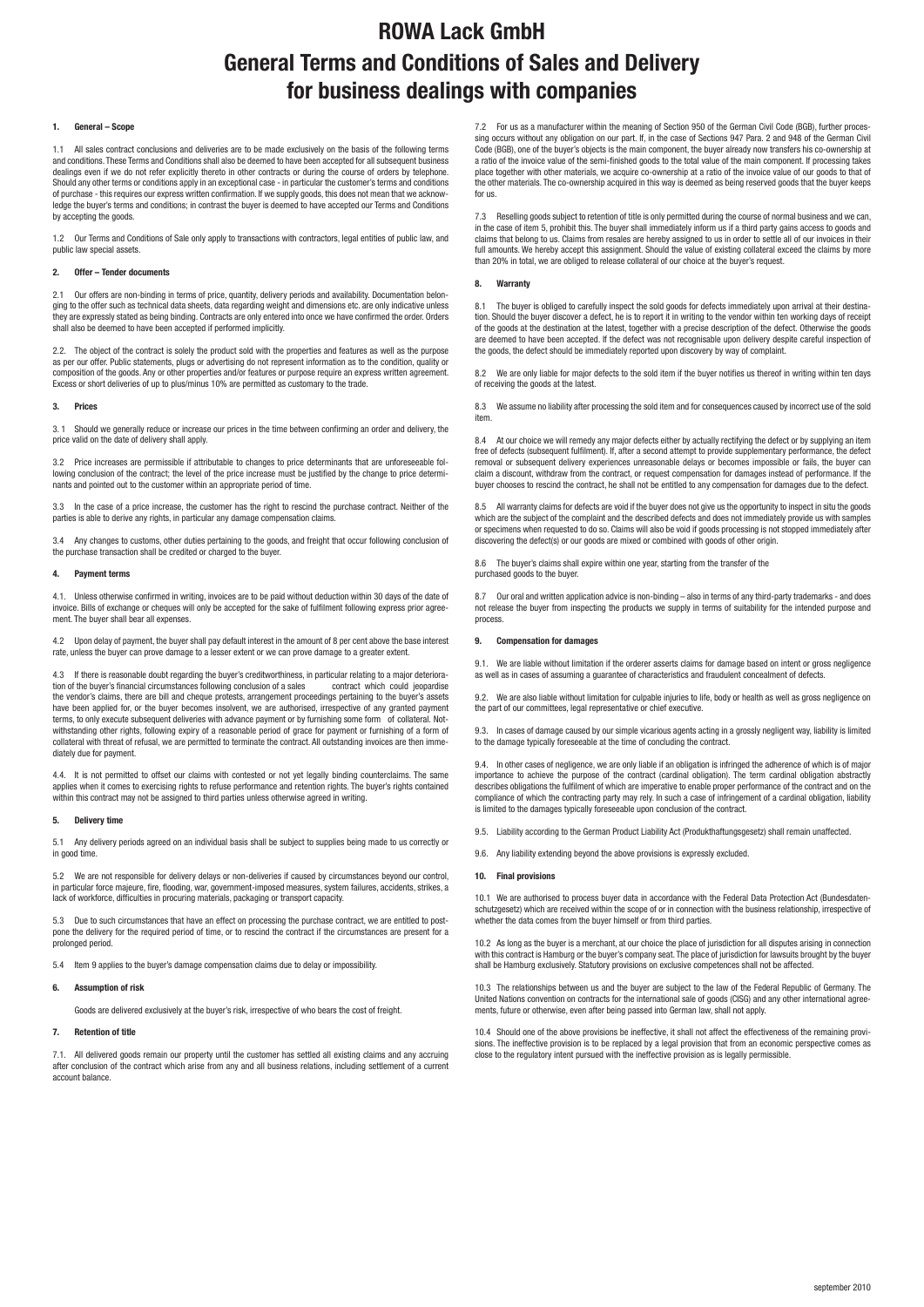# ROWA Lack GmbH

# General Terms and Conditions of Sales and Delivery for business dealings with companies

### 1. General – Scope

1.1 All sales contract conclusions and deliveries are to be made exclusively on the basis of the following terms and conditions. These Terms and Conditions shall also be deemed to have been accepted for all subsequent business dealings even if we do not refer explicitly thereto in other contracts or during the course of orders by telephone. Should any other terms or conditions apply in an exceptional case - in particular the customer's terms and conditions of purchase - this requires our express written confirmation. If we supply goods, this does not mean that we acknowledge the buyer's terms and conditions; in contrast the buyer is deemed to have accepted our Terms and Conditions by accepting the goods.

1.2 Our Terms and Conditions of Sale only apply to transactions with contractors, legal entities of public law, and public law special assets.

### 2. Offer – Tender documents

2.1 Our offers are non-binding in terms of price, quantity, delivery periods and availability. Documentation belonging to the offer such as technical data sheets, data regarding weight and dimensions etc. are only indicative unless they are expressly stated as being binding. Contracts are only entered into once we have confirmed the order. Orders shall also be deemed to have been accepted if performed implicitly.

2.2. The object of the contract is solely the product sold with the properties and features as well as the purpose as per our offer. Public statements, plugs or advertising do not represent information as to the condition, quality or composition of the goods. Any or other properties and/or features or purpose require an express written agreement. Excess or short deliveries of up to plus/minus 10% are permitted as customary to the trade.

### 3. Prices

3. 1 Should we generally reduce or increase our prices in the time between confirming an order and delivery, the price valid on the date of delivery shall apply.

3.2 Price increases are permissible if attributable to changes to price determinants that are unforeseeable following conclusion of the contract; the level of the price increase must be justified by the change to price determinants and pointed out to the customer within an appropriate period of time.

3.3 In the case of a price increase, the customer has the right to rescind the purchase contract. Neither of the parties is able to derive any rights, in particular any damage compensation claims.

3.4 Any changes to customs, other duties pertaining to the goods, and freight that occur following conclusion of the purchase transaction shall be credited or charged to the buyer.

### 4. Payment terms

4.1. Unless otherwise confirmed in writing, invoices are to be paid without deduction within 30 days of the date of invoice. Bills of exchange or cheques will only be accepted for the sake of fulfilment following express prior agreement. The buyer shall bear all expenses.

4.2 Upon delay of payment, the buyer shall pay default interest in the amount of 8 per cent above the base interest rate, unless the buyer can prove damage to a lesser extent or we can prove damage to a greater extent.

4.3 If there is reasonable doubt regarding the buyer's creditworthiness, in particular relating to a major deterioration of the buyer's financial circumstances following conclusion of a sales contract which could jeopardise the vendor's claims, there are bill and cheque protests, arrangement proceedings pertaining to the buyer's assets have been applied for, or the buyer becomes insolvent, we are authorised, irrespective of any granted payment terms, to only execute subsequent deliveries with advance payment or by furnishing some form of collateral. Notwithstanding other rights, following expiry of a reasonable period of grace for payment or furnishing of a form of collateral with threat of refusal, we are permitted to terminate the contract. All outstanding invoices are then immediately due for payment.

4.4. It is not permitted to offset our claims with contested or not yet legally binding counterclaims. The same applies when it comes to exercising rights to refuse performance and retention rights. The buyer's rights contained within this contract may not be assigned to third parties unless otherwise agreed in writing.

### 5. Delivery time

5.1 Any delivery periods agreed on an individual basis shall be subject to supplies being made to us correctly or in good time.

5.2 We are not responsible for delivery delays or non-deliveries if caused by circumstances beyond our control, in particular force majeure, fire, flooding, war, government-imposed measures, system failures, accidents, strikes, a lack of workforce, difficulties in procuring materials, packaging or transport capacity.

5.3 Due to such circumstances that have an effect on processing the purchase contract, we are entitled to postpone the delivery for the required period of time, or to rescind the contract if the circumstances are present for a prolonged period.

5.4 Item 9 applies to the buyer's damage compensation claims due to delay or impossibility.

### 6. Assumption of risk

Goods are delivered exclusively at the buyer's risk, irrespective of who bears the cost of freight.

### 7. Retention of title

7.1. All delivered goods remain our property until the customer has settled all existing claims and any accruing after conclusion of the contract which arise from any and all business relations, including settlement of a current account balance.

7.2 For us as a manufacturer within the meaning of Section 950 of the German Civil Code (BGB), further processing occurs without any obligation on our part. If, in the case of Sections 947 Para. 2 and 948 of the German Civil Code (BGB), one of the buyer's objects is the main component, the buyer already now transfers his co-ownership at a ratio of the invoice value of the semi-finished goods to the total value of the main component. If processing takes place together with other materials, we acquire co-ownership at a ratio of the invoice value of our goods to that of the other materials. The co-ownership acquired in this way is deemed as being reserved goods that the buyer keeps for us.

7.3 Reselling goods subject to retention of title is only permitted during the course of normal business and we can, in the case of item 5, prohibit this. The buyer shall immediately inform us if a third party gains access to goods and claims that belong to us. Claims from resales are hereby assigned to us in order to settle all of our invoices in their full amounts. We hereby accept this assignment. Should the value of existing collateral exceed the claims by more than 20% in total, we are obliged to release collateral of our choice at the buyer's request.

### 8. Warranty

8.1 The buyer is obliged to carefully inspect the sold goods for defects immediately upon arrival at their destination. Should the buyer discover a defect, he is to report it in writing to the vendor within ten working days of receipt of the goods at the destination at the latest, together with a precise description of the defect. Otherwise the goods are deemed to have been accepted. If the defect was not recognisable upon delivery despite careful inspection of the goods, the defect should be immediately reported upon discovery by way of complaint.

8.2 We are only liable for major defects to the sold item if the buyer notifies us thereof in writing within ten days of receiving the goods at the latest.

8.3 We assume no liability after processing the sold item and for consequences caused by incorrect use of the sold item.

8.4 At our choice we will remedy any major defects either by actually rectifying the defect or by supplying an item free of defects (subsequent fulfilment). If, after a second attempt to provide supplementary performance, the defect removal or subsequent delivery experiences unreasonable delays or becomes impossible or fails, the buyer can claim a discount, withdraw from the contract, or request compensation for damages instead of performance. If the buyer chooses to rescind the contract, he shall not be entitled to any compensation for damages due to the defect.

8.5 All warranty claims for defects are void if the buyer does not give us the opportunity to inspect in situ the goods which are the subject of the complaint and the described defects and does not immediately provide us with samples or specimens when requested to do so. Claims will also be void if goods processing is not stopped immediately after discovering the defect(s) or our goods are mixed or combined with goods of other origin.

8.6 The buyer's claims shall expire within one year, starting from the transfer of the purchased goods to the buyer.

8.7 Our oral and written application advice is non-binding – also in terms of any third-party trademarks - and does not release the buyer from inspecting the products we supply in terms of suitability for the intended purpose and process.

### 9. Compensation for damages

9.1. We are liable without limitation if the orderer asserts claims for damage based on intent or gross negligence as well as in cases of assuming a guarantee of characteristics and fraudulent concealment of defects.

9.2. We are also liable without limitation for culpable injuries to life, body or health as well as gross negligence on the part of our committees, legal representative or chief executive.

9.3. In cases of damage caused by our simple vicarious agents acting in a grossly negligent way, liability is limited to the damage typically foreseeable at the time of concluding the contract.

9.4. In other cases of negligence, we are only liable if an obligation is infringed the adherence of which is of major importance to achieve the purpose of the contract (cardinal obligation). The term cardinal obligation abstractly describes obligations the fulfilment of which are imperative to enable proper performance of the contract and on the compliance of which the contracting party may rely. In such a case of infringement of a cardinal obligation, liability is limited to the damages typically foreseeable upon conclusion of the contract.

9.5. Liability according to the German Product Liability Act (Produkthaftungsgesetz) shall remain unaffected.

9.6. Any liability extending beyond the above provisions is expressly excluded.

### 10. Final provisions

10.1 We are authorised to process buyer data in accordance with the Federal Data Protection Act (Bundesdatenschutzgesetz) which are received within the scope of or in connection with the business relationship, irrespective of whether the data comes from the buyer himself or from third parties.

10.2 As long as the buyer is a merchant, at our choice the place of jurisdiction for all disputes arising in connection with this contract is Hamburg or the buyer's company seat. The place of jurisdiction for lawsuits brought by the buyer shall be Hamburg exclusively. Statutory provisions on exclusive competences shall not be affected.

10.3 The relationships between us and the buyer are subject to the law of the Federal Republic of Germany. The United Nations convention on contracts for the international sale of goods (CISG) and any other international agreements, future or otherwise, even after being passed into German law, shall not apply.

10.4 Should one of the above provisions be ineffective, it shall not affect the effectiveness of the remaining provisions. The ineffective provision is to be replaced by a legal provision that from an economic perspective comes as close to the regulatory intent pursued with the ineffective provision as is legally permissible.

september 2010